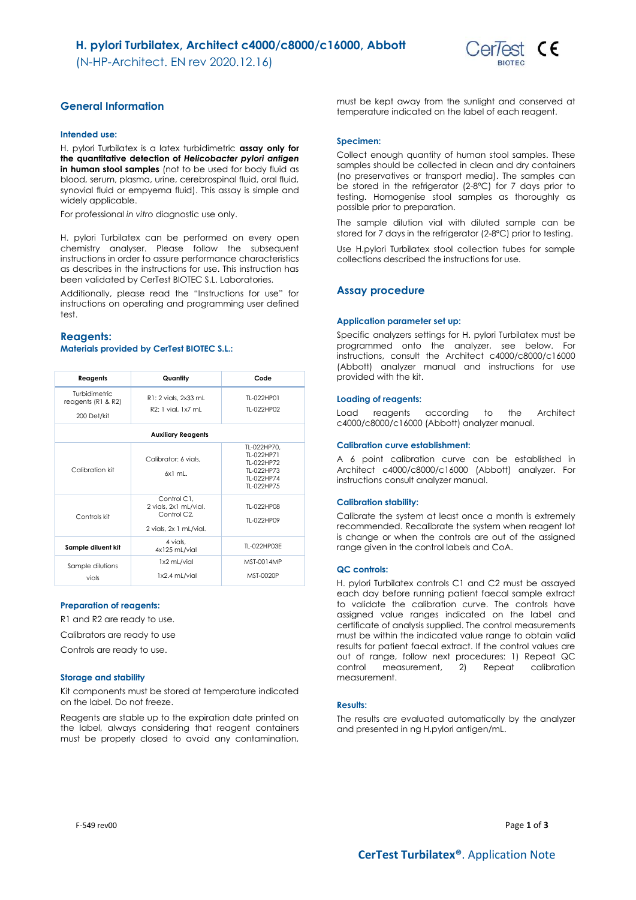# H. pylori Turbilatex, Architect c4000/c8000/c16000, Abbott

(N-HP-Architect. EN rev 2020.12.16)

## General Information

### Intended use:

H. pylori Turbilatex is a latex turbidimetric **assay only for the quantitative detection of *Helicobacter pylori* antigen in human stool samples** (not to be used for body fluid as blood, serum, plasma, urine, cerebrospinal fluid, oral fluid, synovial fluid or empyema fluid). This assay is simple and widely applicable.

For professional *in vitro* diagnostic use only.

H. pylori Turbilatex can be performed on every open chemistry analyser. Please follow the subsequent instructions in order to assure performance characteristics as describes in the instructions for use. This instruction has been validated by CerTest BIOTEC S.L. Laboratories.

Additionally, please read the "Instructions for use" for instructions on operating and programming user defined test.

## Reagents:

### Materials provided by CerTest BIOTEC S.L.:

| Reagents | Quantity | Code |
|---|---|---|
| Turbidimetric reagents (R1 & R2)<br>200 Det/kit | R1: 2 vials, 2x33 mL<br>R2: 1 vial, 1x7 mL | TL-022HP01<br>TL-022HP02 |
| **Auxiliary Reagents** | | |
| Calibration kit | Calibrator: 6 vials,<br>6x1 mL. | TL-022HP70,<br>TL-022HP71<br>TL-022HP72<br>TL-022HP73<br>TL-022HP74<br>TL-022HP75 |
| Controls kit | Control C1,<br>2 vials, 2x1 mL/vial.<br>Control C2,<br>2 vials, 2x 1 mL/vial. | TL-022HP08<br>TL-022HP09 |
| **Sample diluent kit** | 4 vials,<br>4x125 mL/vial | TL-022HP03E |
| Sample dilutions vials | 1x2 mL/vial<br>1x2.4 mL/vial | MST-0014MP<br>MST-0020P |

### Preparation of reagents:

R1 and R2 are ready to use.

Calibrators are ready to use

Controls are ready to use.

### Storage and stability

Kit components must be stored at temperature indicated on the label. Do not freeze.

Reagents are stable up to the expiration date printed on the label, always considering that reagent containers must be properly closed to avoid any contamination, must be kept away from the sunlight and conserved at temperature indicated on the label of each reagent.

### Specimen:

Collect enough quantity of human stool samples. These samples should be collected in clean and dry containers (no preservatives or transport media). The samples can be stored in the refrigerator (2-8ºC) for 7 days prior to testing. Homogenise stool samples as thoroughly as possible prior to preparation.

The sample dilution vial with diluted sample can be stored for 7 days in the refrigerator (2-8ºC) prior to testing.

Use H.pylori Turbilatex stool collection tubes for sample collections described the instructions for use.

## Assay procedure

### Application parameter set up:

Specific analyzers settings for H. pylori Turbilatex must be programmed onto the analyzer, see below. For instructions, consult the Architect c4000/c8000/c16000 (Abbott) analyzer manual and instructions for use provided with the kit.

### Loading of reagents:

Load reagents according to the Architect c4000/c8000/c16000 (Abbott) analyzer manual.

### Calibration curve establishment:

A 6 point calibration curve can be established in Architect c4000/c8000/c16000 (Abbott) analyzer. For instructions consult analyzer manual.

### Calibration stability:

Calibrate the system at least once a month is extremely recommended. Recalibrate the system when reagent lot is change or when the controls are out of the assigned range given in the control labels and CoA.

### QC controls:

H. pylori Turbilatex controls C1 and C2 must be assayed each day before running patient faecal sample extract to validate the calibration curve. The controls have assigned value ranges indicated on the label and certificate of analysis supplied. The control measurements must be within the indicated value range to obtain valid results for patient faecal extract. If the control values are out of range, follow next procedures: 1) Repeat QC control measurement, 2) Repeat calibration measurement.

### Results:

The results are evaluated automatically by the analyzer and presented in ng H.pylori antigen/mL.

F-549 rev00

**CerTest Turbilatex®**. Application Note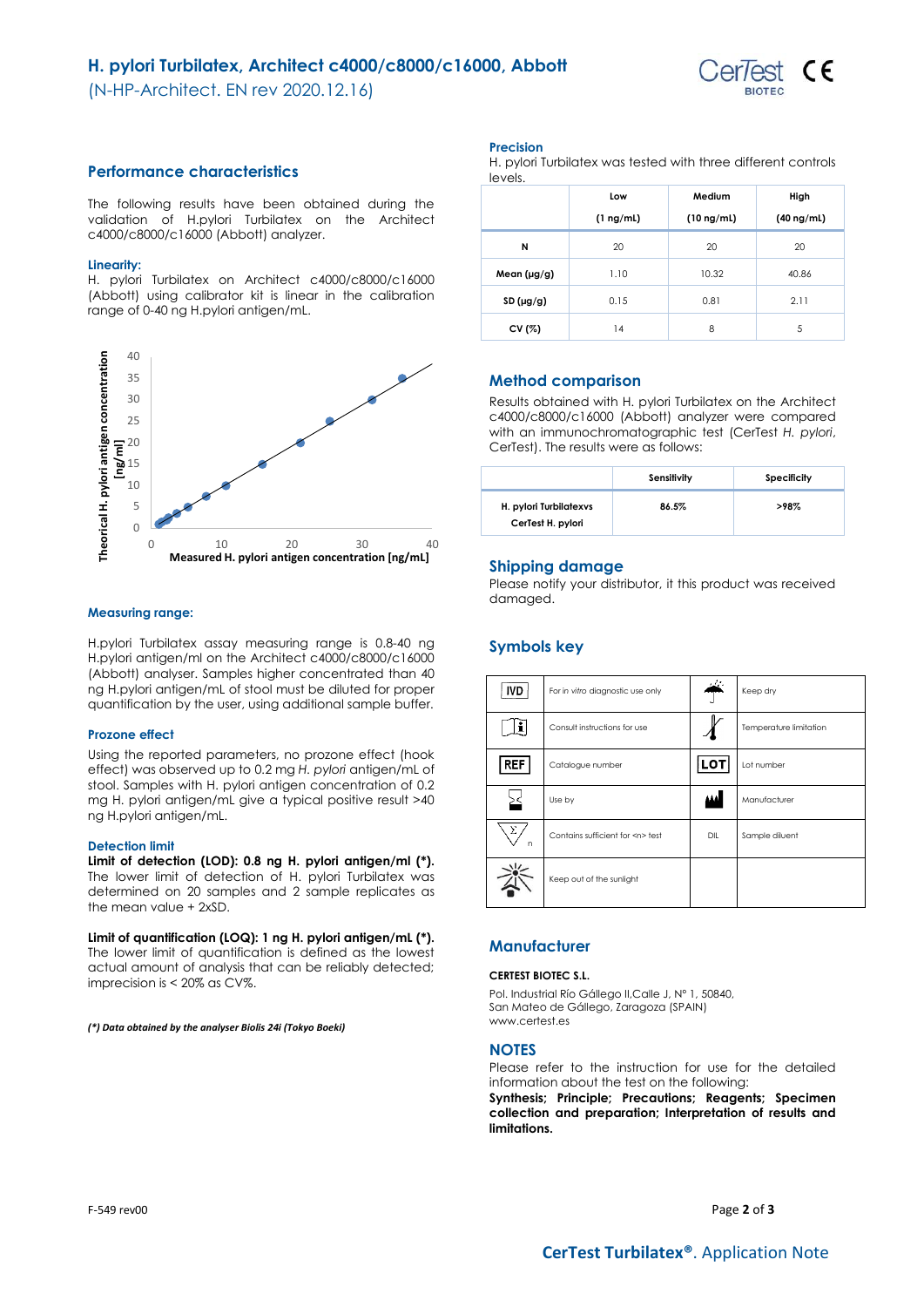# H. pylori Turbilatex, Architect c4000/c8000/c16000, Abbott

(N-HP-Architect. EN rev 2020.12.16)

## Performance characteristics

The following results have been obtained during the validation of H.pylori Turbilatex on the Architect c4000/c8000/c16000 (Abbott) analyzer.

### Linearity:

H. pylori Turbilatex on Architect c4000/c8000/c16000 (Abbott) using calibrator kit is linear in the calibration range of 0-40 ng H.pylori antigen/mL.

### Measuring range:

H.pylori Turbilatex assay measuring range is 0.8-40 ng H.pylori antigen/ml on the Architect c4000/c8000/c16000 (Abbott) analyser. Samples higher concentrated than 40 ng H.pylori antigen/mL of stool must be diluted for proper quantification by the user, using additional sample buffer.

### Prozone effect

Using the reported parameters, no prozone effect (hook effect) was observed up to 0.2 mg *H. pylori* antigen/mL of stool. Samples with H. pylori antigen concentration of 0.2 mg H. pylori antigen/mL give a typical positive result >40 ng H.pylori antigen/mL.

### Detection limit

**Limit of detection (LOD): 0.8 ng H. pylori antigen/ml (\*).** The lower limit of detection of H. pylori Turbilatex was determined on 20 samples and 2 sample replicates as the mean value + 2xSD.

**Limit of quantification (LOQ): 1 ng H. pylori antigen/mL (\*).** The lower limit of quantification is defined as the lowest actual amount of analysis that can be reliably detected; imprecision is < 20% as CV%.

***(\*) Data obtained by the analyser Biolis 24i (Tokyo Boeki)***

### Precision

H. pylori Turbilatex was tested with three different controls levels.

| | Low (1 ng/mL) | Medium (10 ng/mL) | High (40 ng/mL) |
|---|---|---|---|
| **N** | 20 | 20 | 20 |
| **Mean (µg/g)** | 1.10 | 10.32 | 40.86 |
| **SD (µg/g)** | 0.15 | 0.81 | 2.11 |
| **CV (%)** | 14 | 8 | 5 |

## Method comparison

Results obtained with H. pylori Turbilatex on the Architect c4000/c8000/c16000 (Abbott) analyzer were compared with an immunochromatographic test (CerTest *H. pylori*, CerTest). The results were as follows:

| | Sensitivity | Specificity |
|---|---|---|
| **H. pylori Turbilatexvs CerTest H. pylori** | **86.5%** | **>98%** |

## Shipping damage

Please notify your distributor, it this product was received damaged.

## Symbols key

| Symbol | Meaning | Symbol | Meaning |
|---|---|---|---|
| IVD | For *in vitro* diagnostic use only | | Keep dry |
| | Consult instructions for use | | Temperature limitation |
| REF | Catalogue number | LOT | Lot number |
| | Use by | | Manufacturer |
| | Contains sufficient for <n> test | DIL | Sample diluent |
| | Keep out of the sunlight | | |

## Manufacturer

**CERTEST BIOTEC S.L.**

Pol. Industrial Río Gállego II,Calle J, Nº 1, 50840, San Mateo de Gállego, Zaragoza (SPAIN)
www.certest.es

## NOTES

Please refer to the instruction for use for the detailed information about the test on the following:
**Synthesis; Principle; Precautions; Reagents; Specimen collection and preparation; Interpretation of results and limitations.**

F-549 rev00

**CerTest Turbilatex®.** Application Note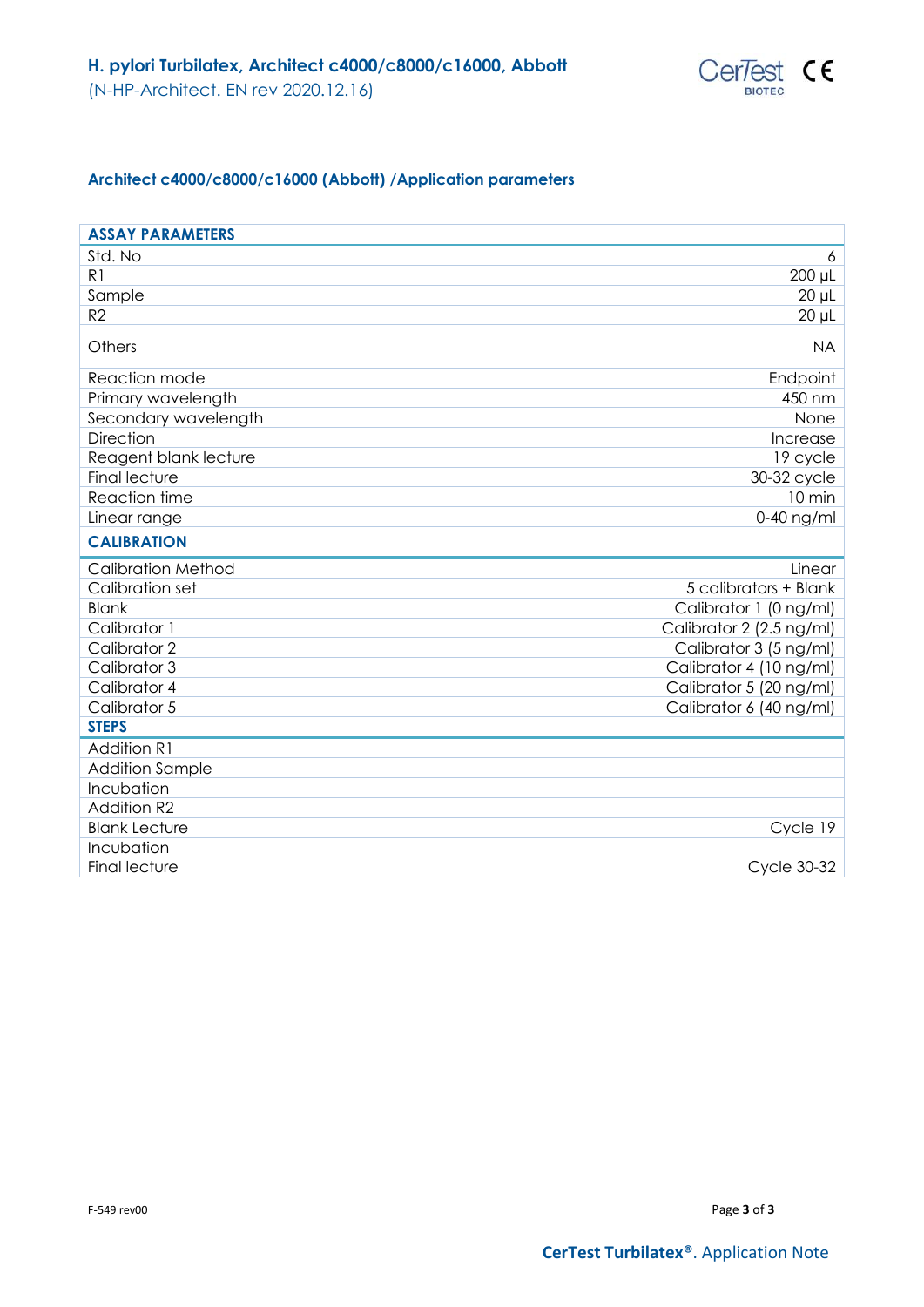## Architect c4000/c8000/c16000 (Abbott) /Application parameters

| ASSAY PARAMETERS | |
|---|---|
| Std. No | 6 |
| R1 | 200 µL |
| Sample | 20 µL |
| R2 | 20 µL |
| Others | NA |
| Reaction mode | Endpoint |
| Primary wavelength | 450 nm |
| Secondary wavelength | None |
| Direction | Increase |
| Reagent blank lecture | 19 cycle |
| Final lecture | 30-32 cycle |
| Reaction time | 10 min |
| Linear range | 0-40 ng/ml |
| **CALIBRATION** | |
| Calibration Method | Linear |
| Calibration set | 5 calibrators + Blank |
| Blank | Calibrator 1 (0 ng/ml) |
| Calibrator 1 | Calibrator 2 (2.5 ng/ml) |
| Calibrator 2 | Calibrator 3 (5 ng/ml) |
| Calibrator 3 | Calibrator 4 (10 ng/ml) |
| Calibrator 4 | Calibrator 5 (20 ng/ml) |
| Calibrator 5 | Calibrator 6 (40 ng/ml) |
| **STEPS** | |
| Addition R1 | |
| Addition Sample | |
| Incubation | |
| Addition R2 | |
| Blank Lecture | Cycle 19 |
| Incubation | |
| Final lecture | Cycle 30-32 |

F-549 rev00

**CerTest Turbilatex®**. Application Note